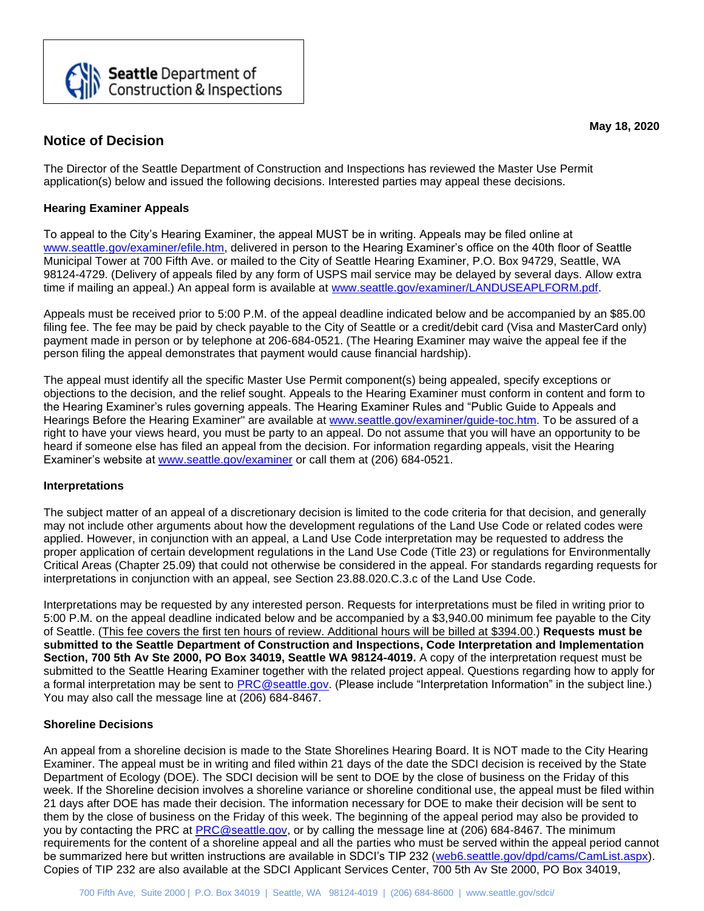Seattle Department of Construction & Inspections

**May 18, 2020**

## Notice of Decision

The Director of the Seattle Department of Construction and Inspections has reviewed the Master Use Permit application(s) below and issued the following decisions. Interested parties may appeal these decisions.

### Hearing Examiner Appeals

To appeal to the City's Hearing Examiner, the appeal MUST be in writing. Appeals may be filed online at www.seattle.gov/examiner/efile.htm, delivered in person to the Hearing Examiner's office on the 40th floor of Seattle Municipal Tower at 700 Fifth Ave. or mailed to the City of Seattle Hearing Examiner, P.O. Box 94729, Seattle, WA 98124-4729. (Delivery of appeals filed by any form of USPS mail service may be delayed by several days. Allow extra time if mailing an appeal.) An appeal form is available at www.seattle.gov/examiner/LANDUSEAPLFORM.pdf.

Appeals must be received prior to 5:00 P.M. of the appeal deadline indicated below and be accompanied by an $85.00 filing fee. The fee may be paid by check payable to the City of Seattle or a credit/debit card (Visa and MasterCard only) payment made in person or by telephone at 206-684-0521. (The Hearing Examiner may waive the appeal fee if the person filing the appeal demonstrates that payment would cause financial hardship).

The appeal must identify all the specific Master Use Permit component(s) being appealed, specify exceptions or objections to the decision, and the relief sought. Appeals to the Hearing Examiner must conform in content and form to the Hearing Examiner's rules governing appeals. The Hearing Examiner Rules and "Public Guide to Appeals and Hearings Before the Hearing Examiner" are available at www.seattle.gov/examiner/guide-toc.htm. To be assured of a right to have your views heard, you must be party to an appeal. Do not assume that you will have an opportunity to be heard if someone else has filed an appeal from the decision. For information regarding appeals, visit the Hearing Examiner's website at www.seattle.gov/examiner or call them at (206) 684-0521.

### Interpretations

The subject matter of an appeal of a discretionary decision is limited to the code criteria for that decision, and generally may not include other arguments about how the development regulations of the Land Use Code or related codes were applied. However, in conjunction with an appeal, a Land Use Code interpretation may be requested to address the proper application of certain development regulations in the Land Use Code (Title 23) or regulations for Environmentally Critical Areas (Chapter 25.09) that could not otherwise be considered in the appeal. For standards regarding requests for interpretations in conjunction with an appeal, see Section 23.88.020.C.3.c of the Land Use Code.

Interpretations may be requested by any interested person. Requests for interpretations must be filed in writing prior to 5:00 P.M. on the appeal deadline indicated below and be accompanied by a $3,940.00 minimum fee payable to the City of Seattle. (This fee covers the first ten hours of review. Additional hours will be billed at $394.00.) **Requests must be submitted to the Seattle Department of Construction and Inspections, Code Interpretation and Implementation Section, 700 5th Av Ste 2000, PO Box 34019, Seattle WA 98124-4019.** A copy of the interpretation request must be submitted to the Seattle Hearing Examiner together with the related project appeal. Questions regarding how to apply for a formal interpretation may be sent to PRC@seattle.gov. (Please include "Interpretation Information" in the subject line.) You may also call the message line at (206) 684-8467.

### Shoreline Decisions

An appeal from a shoreline decision is made to the State Shorelines Hearing Board. It is NOT made to the City Hearing Examiner. The appeal must be in writing and filed within 21 days of the date the SDCI decision is received by the State Department of Ecology (DOE). The SDCI decision will be sent to DOE by the close of business on the Friday of this week. If the Shoreline decision involves a shoreline variance or shoreline conditional use, the appeal must be filed within 21 days after DOE has made their decision. The information necessary for DOE to make their decision will be sent to them by the close of business on the Friday of this week. The beginning of the appeal period may also be provided to you by contacting the PRC at PRC@seattle.gov, or by calling the message line at (206) 684-8467. The minimum requirements for the content of a shoreline appeal and all the parties who must be served within the appeal period cannot be summarized here but written instructions are available in SDCI's TIP 232 (web6.seattle.gov/dpd/cams/CamList.aspx). Copies of TIP 232 are also available at the SDCI Applicant Services Center, 700 5th Av Ste 2000, PO Box 34019,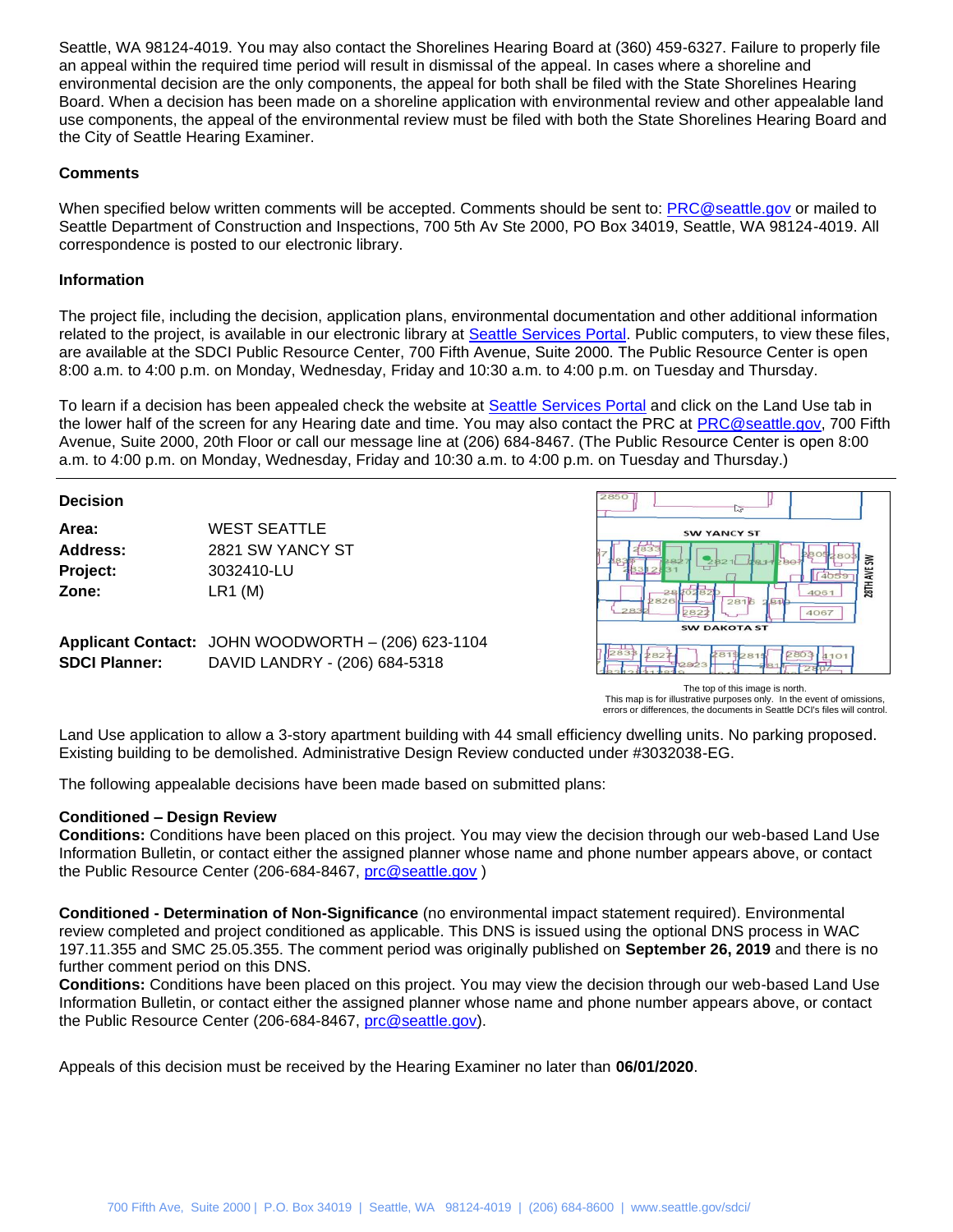Seattle, WA 98124-4019. You may also contact the Shorelines Hearing Board at (360) 459-6327. Failure to properly file an appeal within the required time period will result in dismissal of the appeal. In cases where a shoreline and environmental decision are the only components, the appeal for both shall be filed with the State Shorelines Hearing Board. When a decision has been made on a shoreline application with environmental review and other appealable land use components, the appeal of the environmental review must be filed with both the State Shorelines Hearing Board and the City of Seattle Hearing Examiner.

## Comments

When specified below written comments will be accepted. Comments should be sent to: PRC@seattle.gov or mailed to Seattle Department of Construction and Inspections, 700 5th Av Ste 2000, PO Box 34019, Seattle, WA 98124-4019. All correspondence is posted to our electronic library.

## Information

The project file, including the decision, application plans, environmental documentation and other additional information related to the project, is available in our electronic library at Seattle Services Portal. Public computers, to view these files, are available at the SDCI Public Resource Center, 700 Fifth Avenue, Suite 2000. The Public Resource Center is open 8:00 a.m. to 4:00 p.m. on Monday, Wednesday, Friday and 10:30 a.m. to 4:00 p.m. on Tuesday and Thursday.

To learn if a decision has been appealed check the website at Seattle Services Portal and click on the Land Use tab in the lower half of the screen for any Hearing date and time. You may also contact the PRC at PRC@seattle.gov, 700 Fifth Avenue, Suite 2000, 20th Floor or call our message line at (206) 684-8467. (The Public Resource Center is open 8:00 a.m. to 4:00 p.m. on Monday, Wednesday, Friday and 10:30 a.m. to 4:00 p.m. on Tuesday and Thursday.)

---

## Decision

**Area:** WEST SEATTLE
**Address:** 2821 SW YANCY ST
**Project:** 3032410-LU
**Zone:** LR1 (M)

**Applicant Contact:** JOHN WOODWORTH – (206) 623-1104
**SDCI Planner:** DAVID LANDRY - (206) 684-5318

The top of this image is north.
This map is for illustrative purposes only. In the event of omissions, errors or differences, the documents in Seattle DCI's files will control.

Land Use application to allow a 3-story apartment building with 44 small efficiency dwelling units. No parking proposed. Existing building to be demolished. Administrative Design Review conducted under #3032038-EG.

The following appealable decisions have been made based on submitted plans:

**Conditioned – Design Review**
**Conditions:** Conditions have been placed on this project. You may view the decision through our web-based Land Use Information Bulletin, or contact either the assigned planner whose name and phone number appears above, or contact the Public Resource Center (206-684-8467, prc@seattle.gov )

**Conditioned - Determination of Non-Significance** (no environmental impact statement required). Environmental review completed and project conditioned as applicable. This DNS is issued using the optional DNS process in WAC 197.11.355 and SMC 25.05.355. The comment period was originally published on **September 26, 2019** and there is no further comment period on this DNS.
**Conditions:** Conditions have been placed on this project. You may view the decision through our web-based Land Use Information Bulletin, or contact either the assigned planner whose name and phone number appears above, or contact the Public Resource Center (206-684-8467, prc@seattle.gov).

Appeals of this decision must be received by the Hearing Examiner no later than **06/01/2020**.